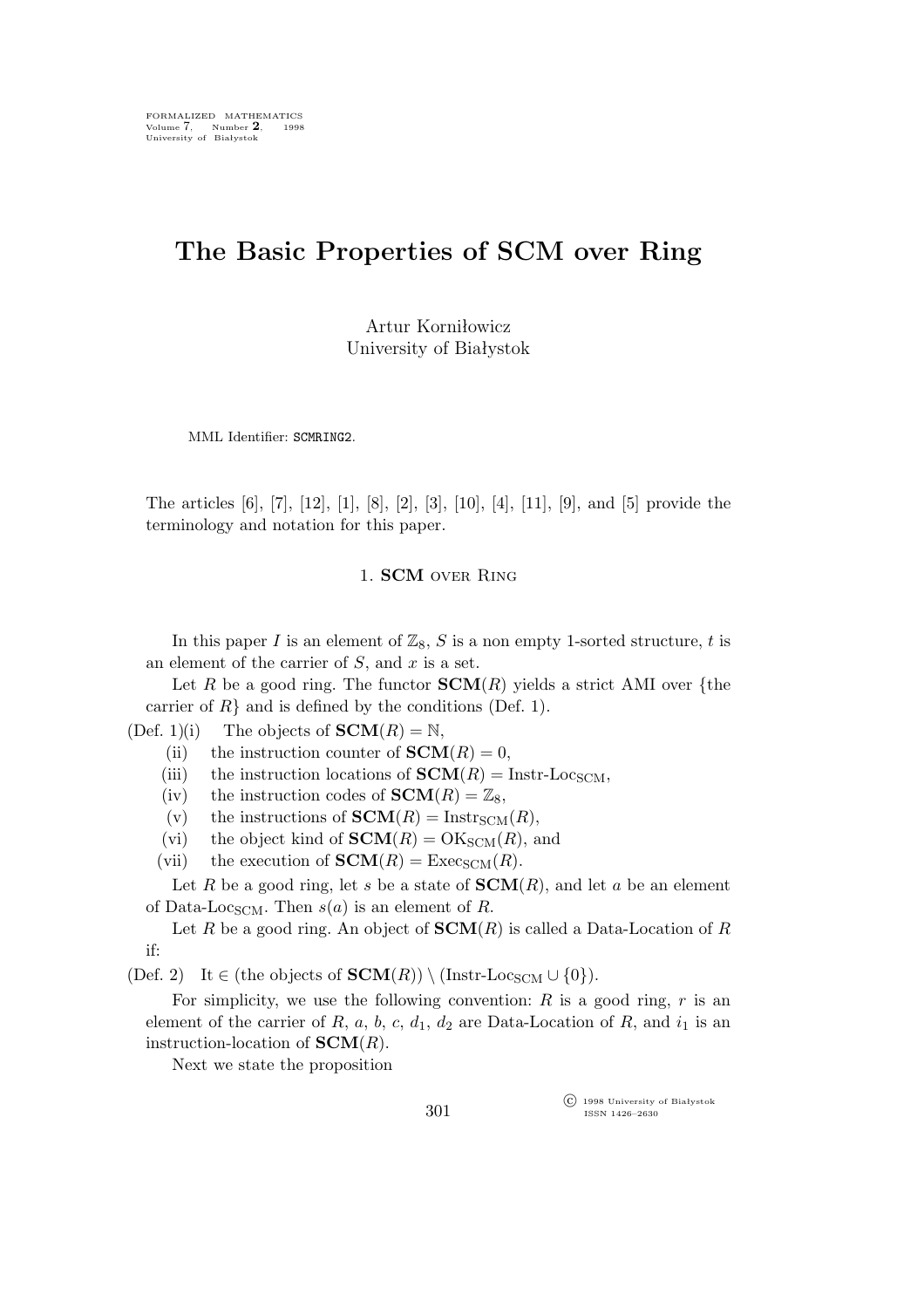FORMALIZED MATHEMATICS
Volume 7, Number 2, 1998
University of Białystok

# The Basic Properties of SCM over Ring

Artur Korniłowicz
University of Białystok

MML Identifier: SCMRING2.

The articles [6], [7], [12], [1], [8], [2], [3], [10], [4], [11], [9], and [5] provide the terminology and notation for this paper.

## 1. SCM over Ring

In this paper $I$ is an element of $\mathbb{Z}_8$, $S$ is a non empty 1-sorted structure, $t$ is an element of the carrier of $S$, and $x$ is a set.

Let $R$ be a good ring. The functor $\mathbf{SCM}(R)$ yields a strict AMI over {the carrier of $R$} and is defined by the conditions (Def. 1).

(Def. 1)(i) The objects of $\mathbf{SCM}(R) = \mathbb{N}$,

(ii) the instruction counter of $\mathbf{SCM}(R) = 0$,

(iii) the instruction locations of $\mathbf{SCM}(R) = \text{Instr-Loc}_{\text{SCM}}$,

(iv) the instruction codes of $\mathbf{SCM}(R) = \mathbb{Z}_8$,

(v) the instructions of $\mathbf{SCM}(R) = \text{Instr}_{\text{SCM}}(R)$,

(vi) the object kind of $\mathbf{SCM}(R) = \text{OK}_{\text{SCM}}(R)$, and

(vii) the execution of $\mathbf{SCM}(R) = \text{Exec}_{\text{SCM}}(R)$.

Let $R$ be a good ring, let $s$ be a state of $\mathbf{SCM}(R)$, and let $a$ be an element of Data-Loc$_{\text{SCM}}$. Then $s(a)$ is an element of $R$.

Let $R$ be a good ring. An object of $\mathbf{SCM}(R)$ is called a Data-Location of $R$ if:

(Def. 2) It $\in$ (the objects of $\mathbf{SCM}(R)$) $\setminus$ ($\text{Instr-Loc}_{\text{SCM}} \cup \{0\}$).

For simplicity, we use the following convention: $R$ is a good ring, $r$ is an element of the carrier of $R$, $a$, $b$, $c$, $d_1$, $d_2$ are Data-Location of $R$, and $i_1$ is an instruction-location of $\mathbf{SCM}(R)$.

Next we state the proposition

© 1998 University of Białystok
ISSN 1426–2630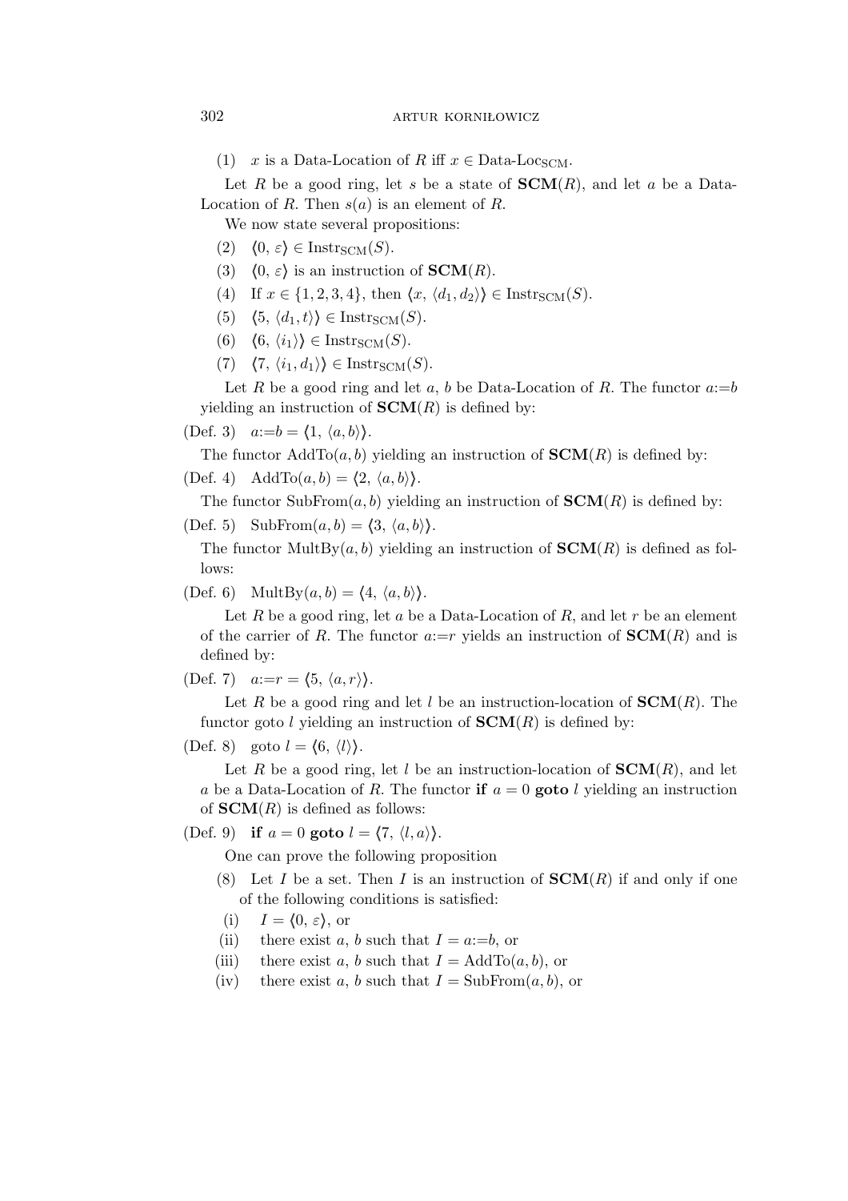(1) $x$ is a Data-Location of $R$ iff $x \in \text{Data-Loc}_{\text{SCM}}$.

Let $R$ be a good ring, let $s$ be a state of $\mathbf{SCM}(R)$, and let $a$ be a Data-Location of $R$. Then $s(a)$ is an element of $R$.

We now state several propositions:

(2) $\langle 0, \varepsilon \rangle \in \text{Instr}_{\text{SCM}}(S)$.

(3) $\langle 0, \varepsilon \rangle$ is an instruction of $\mathbf{SCM}(R)$.

(4) If $x \in \{1, 2, 3, 4\}$, then $\langle x, \langle d_1, d_2 \rangle \rangle \in \text{Instr}_{\text{SCM}}(S)$.

(5) $\langle 5, \langle d_1, t \rangle \rangle \in \text{Instr}_{\text{SCM}}(S)$.

(6) $\langle 6, \langle i_1 \rangle \rangle \in \text{Instr}_{\text{SCM}}(S)$.

(7) $\langle 7, \langle i_1, d_1 \rangle \rangle \in \text{Instr}_{\text{SCM}}(S)$.

Let $R$ be a good ring and let $a$, $b$ be Data-Location of $R$. The functor $a{:=}b$ yielding an instruction of $\mathbf{SCM}(R)$ is defined by:

(Def. 3) $a{:=}b = \langle 1, \langle a, b \rangle \rangle$.

The functor $\text{AddTo}(a, b)$ yielding an instruction of $\mathbf{SCM}(R)$ is defined by:

(Def. 4) $\text{AddTo}(a, b) = \langle 2, \langle a, b \rangle \rangle$.

The functor $\text{SubFrom}(a, b)$ yielding an instruction of $\mathbf{SCM}(R)$ is defined by:

(Def. 5) $\text{SubFrom}(a, b) = \langle 3, \langle a, b \rangle \rangle$.

The functor $\text{MultBy}(a, b)$ yielding an instruction of $\mathbf{SCM}(R)$ is defined as follows:

(Def. 6) $\text{MultBy}(a, b) = \langle 4, \langle a, b \rangle \rangle$.

Let $R$ be a good ring, let $a$ be a Data-Location of $R$, and let $r$ be an element of the carrier of $R$. The functor $a{:=}r$ yields an instruction of $\mathbf{SCM}(R)$ and is defined by:

(Def. 7) $a{:=}r = \langle 5, \langle a, r \rangle \rangle$.

Let $R$ be a good ring and let $l$ be an instruction-location of $\mathbf{SCM}(R)$. The functor goto $l$ yielding an instruction of $\mathbf{SCM}(R)$ is defined by:

(Def. 8) $\text{goto } l = \langle 6, \langle l \rangle \rangle$.

Let $R$ be a good ring, let $l$ be an instruction-location of $\mathbf{SCM}(R)$, and let $a$ be a Data-Location of $R$. The functor **if** $a = 0$ **goto** $l$ yielding an instruction of $\mathbf{SCM}(R)$ is defined as follows:

(Def. 9) **if** $a = 0$ **goto** $l = \langle 7, \langle l, a \rangle \rangle$.

One can prove the following proposition

(8) Let $I$ be a set. Then $I$ is an instruction of $\mathbf{SCM}(R)$ if and only if one of the following conditions is satisfied:

- (i) $I = \langle 0, \varepsilon \rangle$, or
- (ii) there exist $a$, $b$ such that $I = a{:=}b$, or
- (iii) there exist $a$, $b$ such that $I = \text{AddTo}(a, b)$, or
- (iv) there exist $a$, $b$ such that $I = \text{SubFrom}(a, b)$, or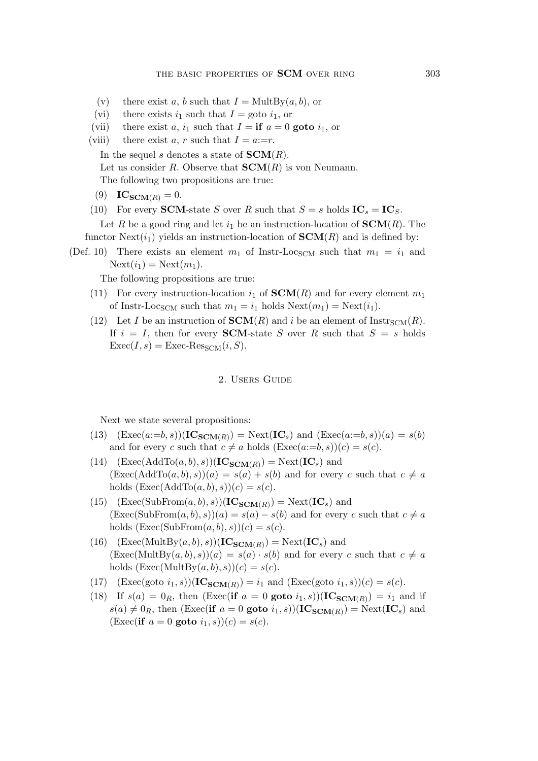(v) there exist $a$, $b$ such that $I = \text{MultBy}(a, b)$, or

(vi) there exists $i_1$ such that $I = \text{goto } i_1$, or

(vii) there exist $a$, $i_1$ such that $I = \textbf{if } a = 0 \textbf{ goto } i_1$, or

(viii) there exist $a$, $r$ such that $I = a{:=}r$.

In the sequel $s$ denotes a state of $\mathbf{SCM}(R)$.

Let us consider $R$. Observe that $\mathbf{SCM}(R)$ is von Neumann.

The following two propositions are true:

(9) $\mathbf{IC}_{\mathbf{SCM}(R)} = 0$.

(10) For every $\mathbf{SCM}$-state $S$ over $R$ such that $S = s$ holds $\mathbf{IC}_s = \mathbf{IC}_S$.

Let $R$ be a good ring and let $i_1$ be an instruction-location of $\mathbf{SCM}(R)$. The functor $\text{Next}(i_1)$ yields an instruction-location of $\mathbf{SCM}(R)$ and is defined by:

(Def. 10) There exists an element $m_1$ of $\text{Instr-Loc}_{\text{SCM}}$ such that $m_1 = i_1$ and $\text{Next}(i_1) = \text{Next}(m_1)$.

The following propositions are true:

(11) For every instruction-location $i_1$ of $\mathbf{SCM}(R)$ and for every element $m_1$ of $\text{Instr-Loc}_{\text{SCM}}$ such that $m_1 = i_1$ holds $\text{Next}(m_1) = \text{Next}(i_1)$.

(12) Let $I$ be an instruction of $\mathbf{SCM}(R)$ and $i$ be an element of $\text{Instr}_{\text{SCM}}(R)$. If $i = I$, then for every $\mathbf{SCM}$-state $S$ over $R$ such that $S = s$ holds $\text{Exec}(I, s) = \text{Exec-Res}_{\text{SCM}}(i, S)$.

## 2. Users Guide

Next we state several propositions:

(13) $(\text{Exec}(a{:=}b, s))(\mathbf{IC}_{\mathbf{SCM}(R)}) = \text{Next}(\mathbf{IC}_s)$ and $(\text{Exec}(a{:=}b, s))(a) = s(b)$ and for every $c$ such that $c \neq a$ holds $(\text{Exec}(a{:=}b, s))(c) = s(c)$.

(14) $(\text{Exec}(\text{AddTo}(a, b), s))(\mathbf{IC}_{\mathbf{SCM}(R)}) = \text{Next}(\mathbf{IC}_s)$ and $(\text{Exec}(\text{AddTo}(a, b), s))(a) = s(a) + s(b)$ and for every $c$ such that $c \neq a$ holds $(\text{Exec}(\text{AddTo}(a, b), s))(c) = s(c)$.

(15) $(\text{Exec}(\text{SubFrom}(a, b), s))(\mathbf{IC}_{\mathbf{SCM}(R)}) = \text{Next}(\mathbf{IC}_s)$ and $(\text{Exec}(\text{SubFrom}(a, b), s))(a) = s(a) - s(b)$ and for every $c$ such that $c \neq a$ holds $(\text{Exec}(\text{SubFrom}(a, b), s))(c) = s(c)$.

(16) $(\text{Exec}(\text{MultBy}(a, b), s))(\mathbf{IC}_{\mathbf{SCM}(R)}) = \text{Next}(\mathbf{IC}_s)$ and $(\text{Exec}(\text{MultBy}(a, b), s))(a) = s(a) \cdot s(b)$ and for every $c$ such that $c \neq a$ holds $(\text{Exec}(\text{MultBy}(a, b), s))(c) = s(c)$.

(17) $(\text{Exec}(\text{goto } i_1, s))(\mathbf{IC}_{\mathbf{SCM}(R)}) = i_1$ and $(\text{Exec}(\text{goto } i_1, s))(c) = s(c)$.

(18) If $s(a) = 0_R$, then $(\text{Exec}(\textbf{if } a = 0 \textbf{ goto } i_1, s))(\mathbf{IC}_{\mathbf{SCM}(R)}) = i_1$ and if $s(a) \neq 0_R$, then $(\text{Exec}(\textbf{if } a = 0 \textbf{ goto } i_1, s))(\mathbf{IC}_{\mathbf{SCM}(R)}) = \text{Next}(\mathbf{IC}_s)$ and $(\text{Exec}(\textbf{if } a = 0 \textbf{ goto } i_1, s))(c) = s(c)$.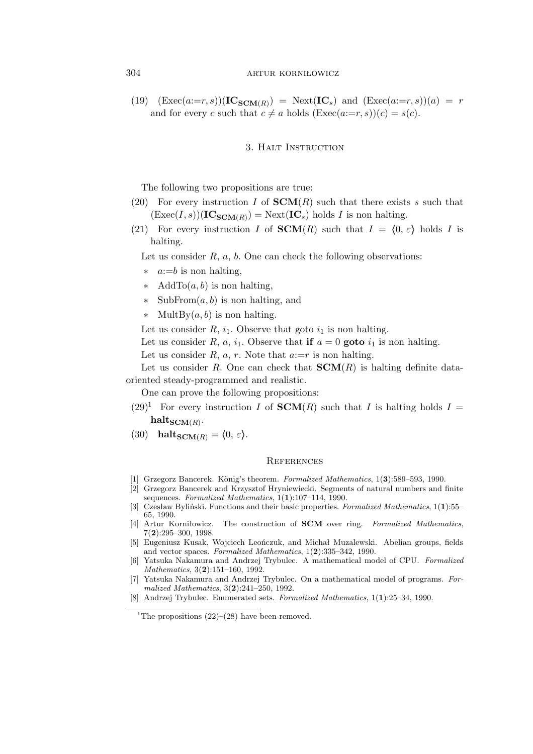(19) $(\mathrm{Exec}(a{:=}r, s))(\mathbf{IC}_{\mathbf{SCM}(R)}) = \mathrm{Next}(\mathbf{IC}_s)$ and $(\mathrm{Exec}(a{:=}r, s))(a) = r$ and for every $c$ such that $c \neq a$ holds $(\mathrm{Exec}(a{:=}r, s))(c) = s(c)$.

## 3. Halt Instruction

The following two propositions are true:

(20) For every instruction $I$ of $\mathbf{SCM}(R)$ such that there exists $s$ such that $(\mathrm{Exec}(I, s))(\mathbf{IC}_{\mathbf{SCM}(R)}) = \mathrm{Next}(\mathbf{IC}_s)$ holds $I$ is non halting.

(21) For every instruction $I$ of $\mathbf{SCM}(R)$ such that $I = \langle 0, \varepsilon \rangle$ holds $I$ is halting.

Let us consider $R$, $a$, $b$. One can check the following observations:

* $a{:=}b$ is non halting,
* $\mathrm{AddTo}(a, b)$ is non halting,
* $\mathrm{SubFrom}(a, b)$ is non halting, and
* $\mathrm{MultBy}(a, b)$ is non halting.

Let us consider $R$, $i_1$. Observe that goto $i_1$ is non halting.

Let us consider $R$, $a$, $i_1$. Observe that **if** $a = 0$ **goto** $i_1$ is non halting.

Let us consider $R$, $a$, $r$. Note that $a{:=}r$ is non halting.

Let us consider $R$. One can check that $\mathbf{SCM}(R)$ is halting definite data-oriented steady-programmed and realistic.

One can prove the following propositions:

(29)[1] For every instruction $I$ of $\mathbf{SCM}(R)$ such that $I$ is halting holds $I = \mathbf{halt}_{\mathbf{SCM}(R)}$.

(30) $\mathbf{halt}_{\mathbf{SCM}(R)} = \langle 0, \varepsilon \rangle$.

## References

[1] Grzegorz Bancerek. König's theorem. *Formalized Mathematics*, 1(**3**):589–593, 1990.

[2] Grzegorz Bancerek and Krzysztof Hryniewiecki. Segments of natural numbers and finite sequences. *Formalized Mathematics*, 1(**1**):107–114, 1990.

[3] Czesław Byliński. Functions and their basic properties. *Formalized Mathematics*, 1(**1**):55–65, 1990.

[4] Artur Korniłowicz. The construction of **SCM** over ring. *Formalized Mathematics*, 7(**2**):295–300, 1998.

[5] Eugeniusz Kusak, Wojciech Leończuk, and Michał Muzalewski. Abelian groups, fields and vector spaces. *Formalized Mathematics*, 1(**2**):335–342, 1990.

[6] Yatsuka Nakamura and Andrzej Trybulec. A mathematical model of CPU. *Formalized Mathematics*, 3(**2**):151–160, 1992.

[7] Yatsuka Nakamura and Andrzej Trybulec. On a mathematical model of programs. *Formalized Mathematics*, 3(**2**):241–250, 1992.

[8] Andrzej Trybulec. Enumerated sets. *Formalized Mathematics*, 1(**1**):25–34, 1990.

---

[1] The propositions (22)–(28) have been removed.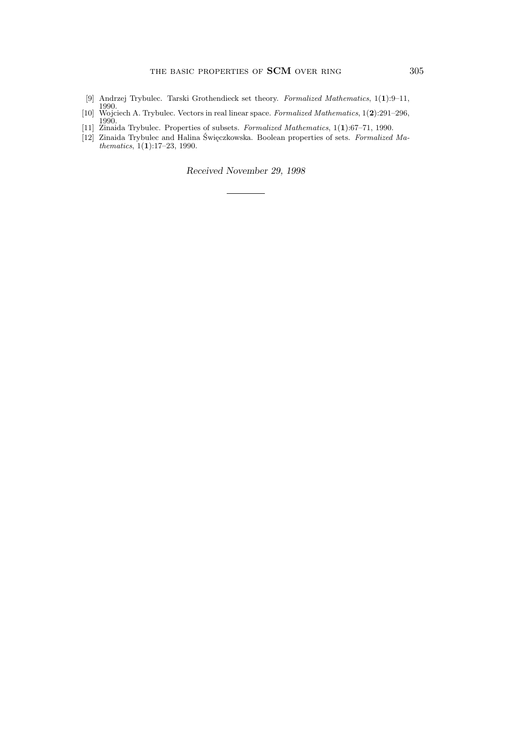[9] Andrzej Trybulec. Tarski Grothendieck set theory. *Formalized Mathematics*, 1(**1**):9–11, 1990.

[10] Wojciech A. Trybulec. Vectors in real linear space. *Formalized Mathematics*, 1(**2**):291–296, 1990.

[11] Zinaida Trybulec. Properties of subsets. *Formalized Mathematics*, 1(**1**):67–71, 1990.

[12] Zinaida Trybulec and Halina Święczkowska. Boolean properties of sets. *Formalized Mathematics*, 1(**1**):17–23, 1990.

*Received November 29, 1998*